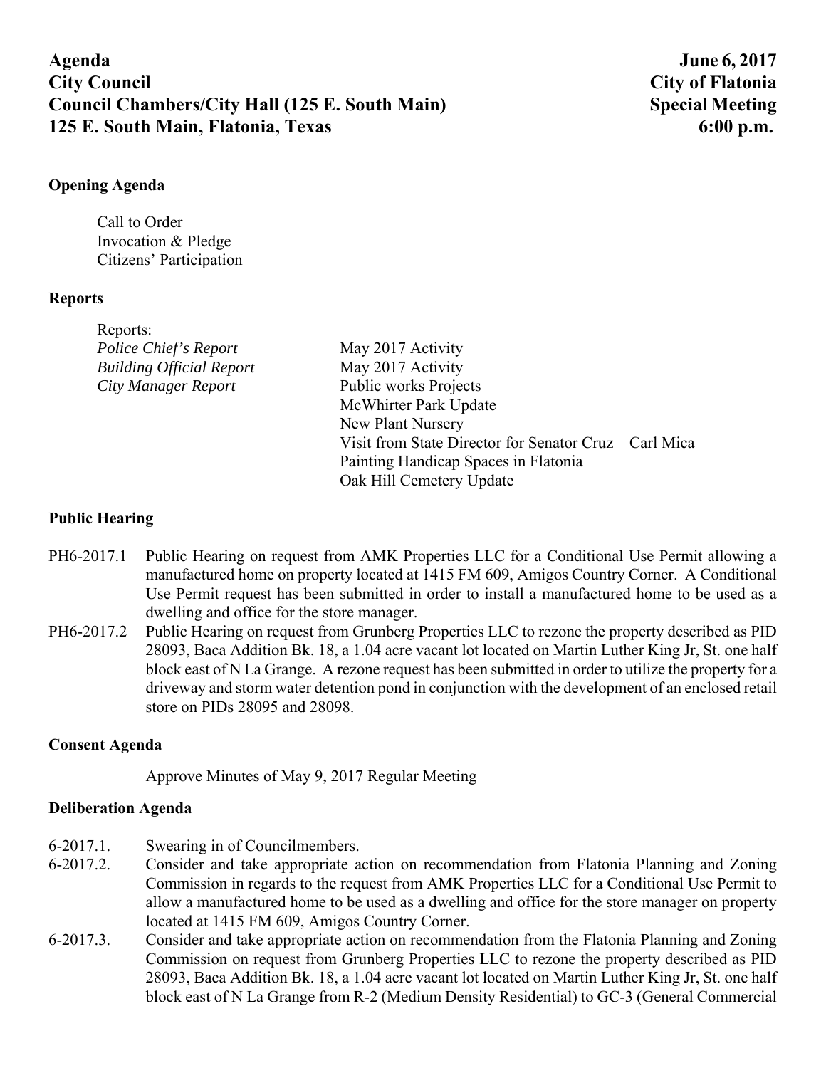**Agenda** **June 6, 2017**
**City Council** **City of Flatonia**
**Council Chambers/City Hall (125 E. South Main)** **Special Meeting**
**125 E. South Main, Flatonia, Texas** **6:00 p.m.**

## Opening Agenda

Call to Order
Invocation & Pledge
Citizens' Participation

## Reports

Reports:

| | |
|---|---|
| *Police Chief's Report* | May 2017 Activity |
| *Building Official Report* | May 2017 Activity |
| *City Manager Report* | Public works Projects |
| | McWhirter Park Update |
| | New Plant Nursery |
| | Visit from State Director for Senator Cruz – Carl Mica |
| | Painting Handicap Spaces in Flatonia |
| | Oak Hill Cemetery Update |

## Public Hearing

PH6-2017.1 Public Hearing on request from AMK Properties LLC for a Conditional Use Permit allowing a manufactured home on property located at 1415 FM 609, Amigos Country Corner. A Conditional Use Permit request has been submitted in order to install a manufactured home to be used as a dwelling and office for the store manager.

PH6-2017.2 Public Hearing on request from Grunberg Properties LLC to rezone the property described as PID 28093, Baca Addition Bk. 18, a 1.04 acre vacant lot located on Martin Luther King Jr, St. one half block east of N La Grange. A rezone request has been submitted in order to utilize the property for a driveway and storm water detention pond in conjunction with the development of an enclosed retail store on PIDs 28095 and 28098.

## Consent Agenda

Approve Minutes of May 9, 2017 Regular Meeting

## Deliberation Agenda

6-2017.1. Swearing in of Councilmembers.

6-2017.2. Consider and take appropriate action on recommendation from Flatonia Planning and Zoning Commission in regards to the request from AMK Properties LLC for a Conditional Use Permit to allow a manufactured home to be used as a dwelling and office for the store manager on property located at 1415 FM 609, Amigos Country Corner.

6-2017.3. Consider and take appropriate action on recommendation from the Flatonia Planning and Zoning Commission on request from Grunberg Properties LLC to rezone the property described as PID 28093, Baca Addition Bk. 18, a 1.04 acre vacant lot located on Martin Luther King Jr, St. one half block east of N La Grange from R-2 (Medium Density Residential) to GC-3 (General Commercial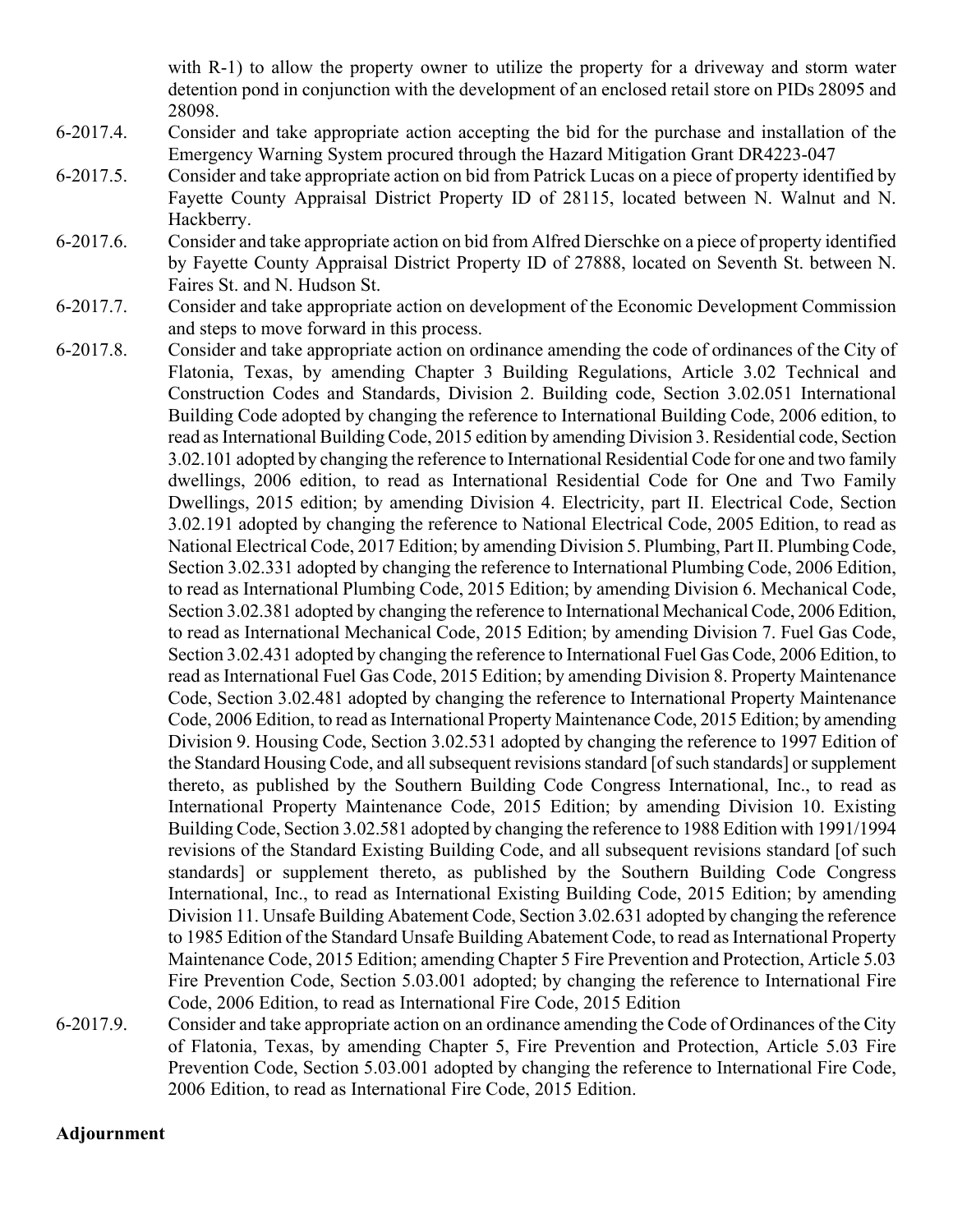with R-1) to allow the property owner to utilize the property for a driveway and storm water detention pond in conjunction with the development of an enclosed retail store on PIDs 28095 and 28098.

6-2017.4. Consider and take appropriate action accepting the bid for the purchase and installation of the Emergency Warning System procured through the Hazard Mitigation Grant DR4223-047

6-2017.5. Consider and take appropriate action on bid from Patrick Lucas on a piece of property identified by Fayette County Appraisal District Property ID of 28115, located between N. Walnut and N. Hackberry.

6-2017.6. Consider and take appropriate action on bid from Alfred Dierschke on a piece of property identified by Fayette County Appraisal District Property ID of 27888, located on Seventh St. between N. Faires St. and N. Hudson St.

6-2017.7. Consider and take appropriate action on development of the Economic Development Commission and steps to move forward in this process.

6-2017.8. Consider and take appropriate action on ordinance amending the code of ordinances of the City of Flatonia, Texas, by amending Chapter 3 Building Regulations, Article 3.02 Technical and Construction Codes and Standards, Division 2. Building code, Section 3.02.051 International Building Code adopted by changing the reference to International Building Code, 2006 edition, to read as International Building Code, 2015 edition by amending Division 3. Residential code, Section 3.02.101 adopted by changing the reference to International Residential Code for one and two family dwellings, 2006 edition, to read as International Residential Code for One and Two Family Dwellings, 2015 edition; by amending Division 4. Electricity, part II. Electrical Code, Section 3.02.191 adopted by changing the reference to National Electrical Code, 2005 Edition, to read as National Electrical Code, 2017 Edition; by amending Division 5. Plumbing, Part II. Plumbing Code, Section 3.02.331 adopted by changing the reference to International Plumbing Code, 2006 Edition, to read as International Plumbing Code, 2015 Edition; by amending Division 6. Mechanical Code, Section 3.02.381 adopted by changing the reference to International Mechanical Code, 2006 Edition, to read as International Mechanical Code, 2015 Edition; by amending Division 7. Fuel Gas Code, Section 3.02.431 adopted by changing the reference to International Fuel Gas Code, 2006 Edition, to read as International Fuel Gas Code, 2015 Edition; by amending Division 8. Property Maintenance Code, Section 3.02.481 adopted by changing the reference to International Property Maintenance Code, 2006 Edition, to read as International Property Maintenance Code, 2015 Edition; by amending Division 9. Housing Code, Section 3.02.531 adopted by changing the reference to 1997 Edition of the Standard Housing Code, and all subsequent revisions standard [of such standards] or supplement thereto, as published by the Southern Building Code Congress International, Inc., to read as International Property Maintenance Code, 2015 Edition; by amending Division 10. Existing Building Code, Section 3.02.581 adopted by changing the reference to 1988 Edition with 1991/1994 revisions of the Standard Existing Building Code, and all subsequent revisions standard [of such standards] or supplement thereto, as published by the Southern Building Code Congress International, Inc., to read as International Existing Building Code, 2015 Edition; by amending Division 11. Unsafe Building Abatement Code, Section 3.02.631 adopted by changing the reference to 1985 Edition of the Standard Unsafe Building Abatement Code, to read as International Property Maintenance Code, 2015 Edition; amending Chapter 5 Fire Prevention and Protection, Article 5.03 Fire Prevention Code, Section 5.03.001 adopted; by changing the reference to International Fire Code, 2006 Edition, to read as International Fire Code, 2015 Edition

6-2017.9. Consider and take appropriate action on an ordinance amending the Code of Ordinances of the City of Flatonia, Texas, by amending Chapter 5, Fire Prevention and Protection, Article 5.03 Fire Prevention Code, Section 5.03.001 adopted by changing the reference to International Fire Code, 2006 Edition, to read as International Fire Code, 2015 Edition.

**Adjournment**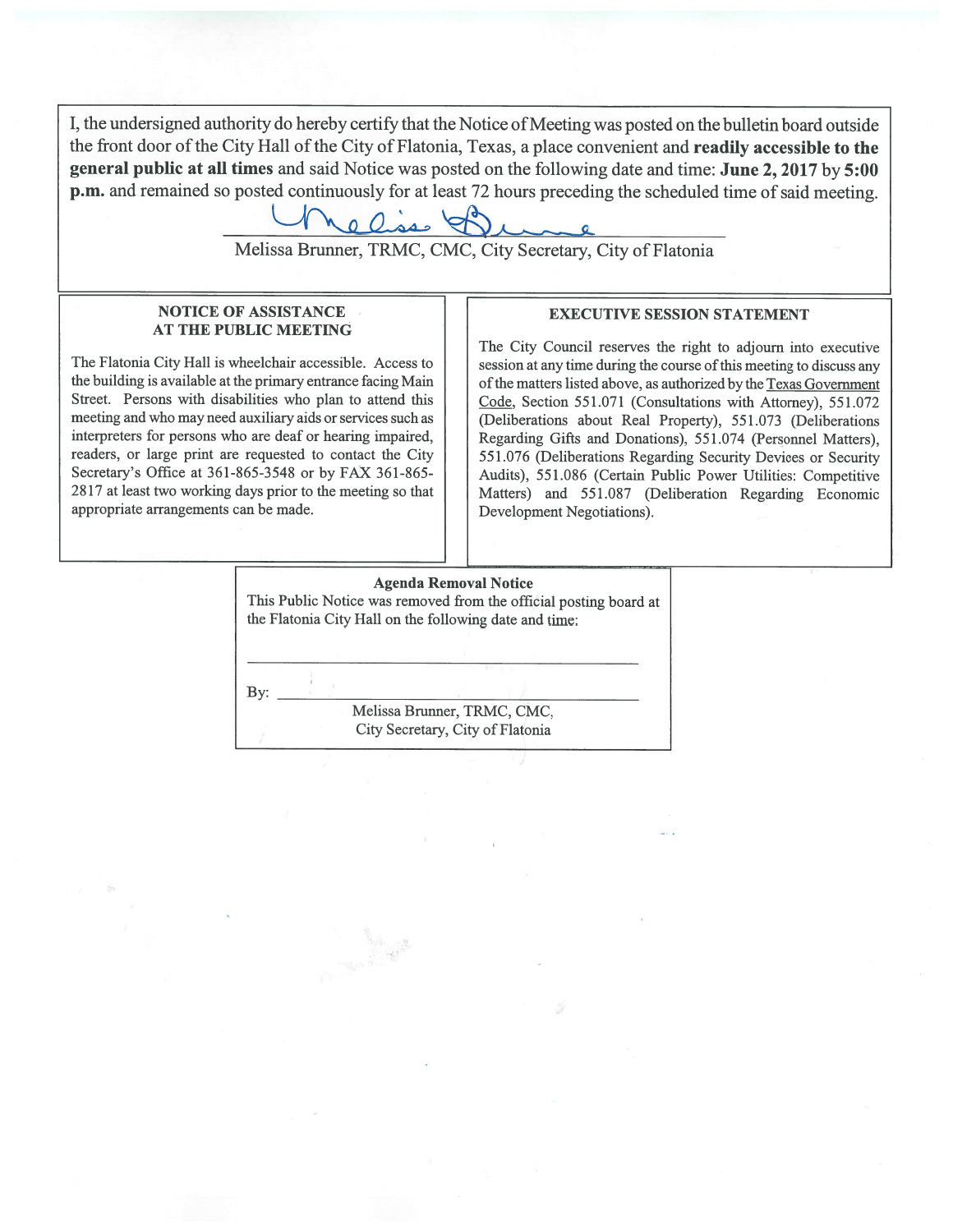I, the undersigned authority do hereby certify that the Notice of Meeting was posted on the bulletin board outside the front door of the City Hall of the City of Flatonia, Texas, a place convenient and **readily accessible to the general public at all times** and said Notice was posted on the following date and time: **June 2, 2017** by **5:00 p.m.** and remained so posted continuously for at least 72 hours preceding the scheduled time of said meeting.

Melissa Brunner, TRMC, CMC, City Secretary, City of Flatonia

**NOTICE OF ASSISTANCE AT THE PUBLIC MEETING**

The Flatonia City Hall is wheelchair accessible. Access to the building is available at the primary entrance facing Main Street. Persons with disabilities who plan to attend this meeting and who may need auxiliary aids or services such as interpreters for persons who are deaf or hearing impaired, readers, or large print are requested to contact the City Secretary's Office at 361-865-3548 or by FAX 361-865-2817 at least two working days prior to the meeting so that appropriate arrangements can be made.

**EXECUTIVE SESSION STATEMENT**

The City Council reserves the right to adjourn into executive session at any time during the course of this meeting to discuss any of the matters listed above, as authorized by the Texas Government Code, Section 551.071 (Consultations with Attorney), 551.072 (Deliberations about Real Property), 551.073 (Deliberations Regarding Gifts and Donations), 551.074 (Personnel Matters), 551.076 (Deliberations Regarding Security Devices or Security Audits), 551.086 (Certain Public Power Utilities: Competitive Matters) and 551.087 (Deliberation Regarding Economic Development Negotiations).

**Agenda Removal Notice**

This Public Notice was removed from the official posting board at the Flatonia City Hall on the following date and time:

\_\_\_\_\_\_\_\_\_\_\_\_\_\_\_\_\_\_\_\_\_\_\_\_\_\_\_\_\_\_\_\_\_\_\_\_\_\_\_\_

By: \_\_\_\_\_\_\_\_\_\_\_\_\_\_\_\_\_\_\_\_\_\_\_\_\_\_\_\_\_\_\_\_\_\_\_\_

Melissa Brunner, TRMC, CMC,
City Secretary, City of Flatonia